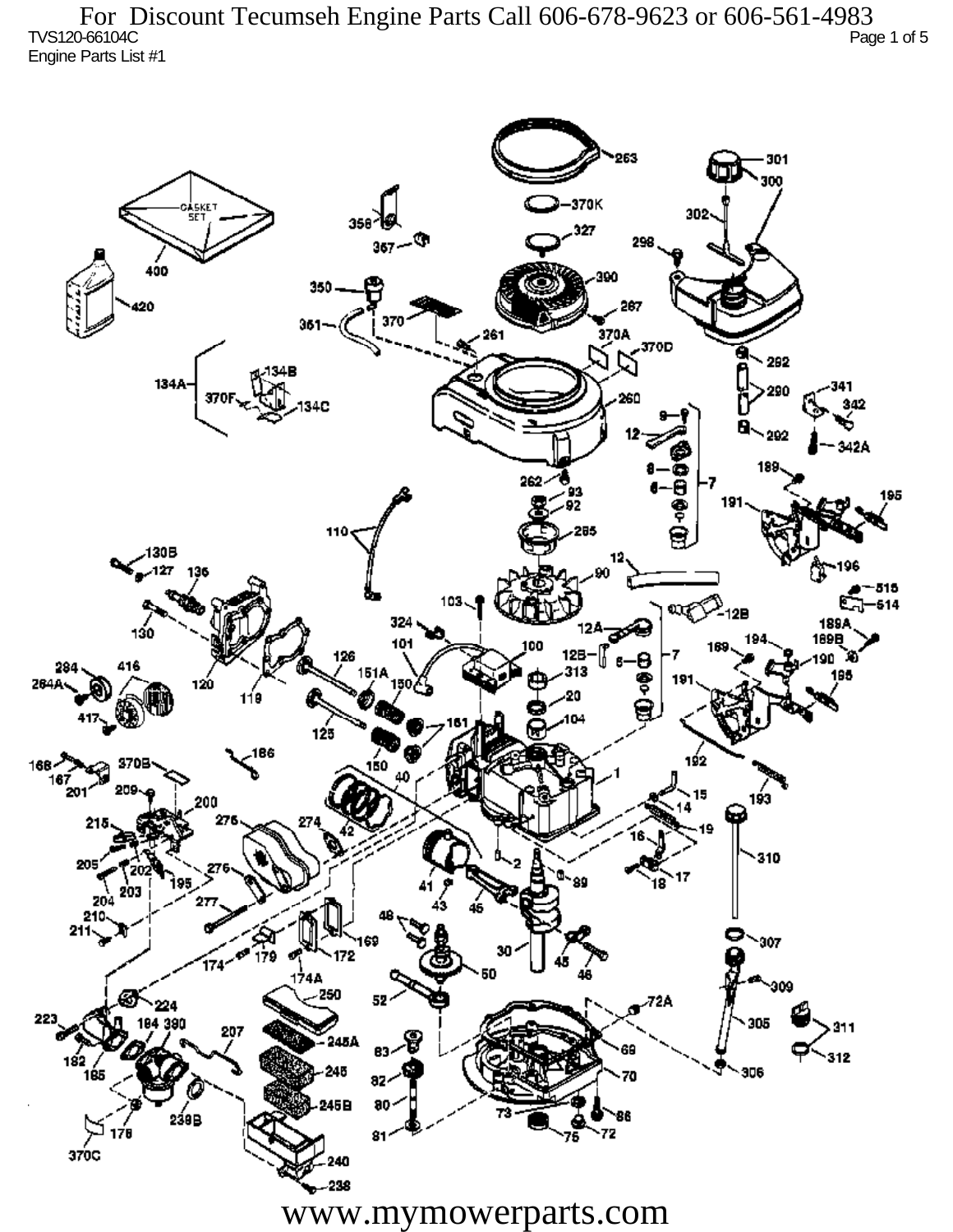For Discount Tecumseh Engine Parts Call 606-678-9623 or 606-561-4983

TVS120-66104C

Engine Parts List #1

www.mymowerparts.com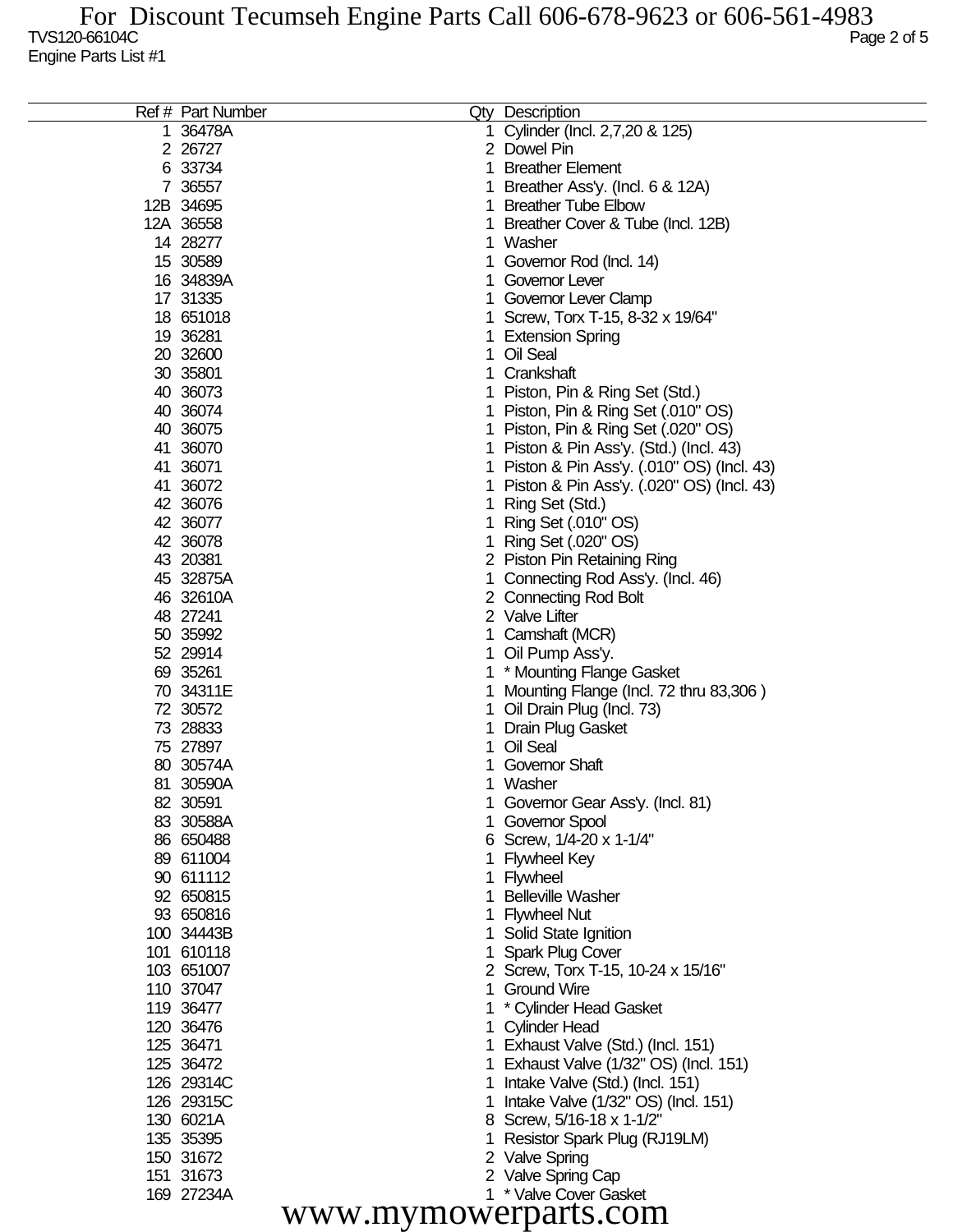For Discount Tecumseh Engine Parts Call 606-678-9623 or 606-561-4983

TVS120-66104C

Engine Parts List #1

| Ref # | Part Number | Qty | Description |
|---|---|---|---|
| 1 | 36478A | 1 | Cylinder (Incl. 2,7,20 & 125) |
| 2 | 26727 | 2 | Dowel Pin |
| 6 | 33734 | 1 | Breather Element |
| 7 | 36557 | 1 | Breather Ass'y. (Incl. 6 & 12A) |
| 12B | 34695 | 1 | Breather Tube Elbow |
| 12A | 36558 | 1 | Breather Cover & Tube (Incl. 12B) |
| 14 | 28277 | 1 | Washer |
| 15 | 30589 | 1 | Governor Rod (Incl. 14) |
| 16 | 34839A | 1 | Governor Lever |
| 17 | 31335 | 1 | Governor Lever Clamp |
| 18 | 651018 | 1 | Screw, Torx T-15, 8-32 x 19/64" |
| 19 | 36281 | 1 | Extension Spring |
| 20 | 32600 | 1 | Oil Seal |
| 30 | 35801 | 1 | Crankshaft |
| 40 | 36073 | 1 | Piston, Pin & Ring Set (Std.) |
| 40 | 36074 | 1 | Piston, Pin & Ring Set (.010" OS) |
| 40 | 36075 | 1 | Piston, Pin & Ring Set (.020" OS) |
| 41 | 36070 | 1 | Piston & Pin Ass'y. (Std.) (Incl. 43) |
| 41 | 36071 | 1 | Piston & Pin Ass'y. (.010" OS) (Incl. 43) |
| 41 | 36072 | 1 | Piston & Pin Ass'y. (.020" OS) (Incl. 43) |
| 42 | 36076 | 1 | Ring Set (Std.) |
| 42 | 36077 | 1 | Ring Set (.010" OS) |
| 42 | 36078 | 1 | Ring Set (.020" OS) |
| 43 | 20381 | 2 | Piston Pin Retaining Ring |
| 45 | 32875A | 1 | Connecting Rod Ass'y. (Incl. 46) |
| 46 | 32610A | 2 | Connecting Rod Bolt |
| 48 | 27241 | 2 | Valve Lifter |
| 50 | 35992 | 1 | Camshaft (MCR) |
| 52 | 29914 | 1 | Oil Pump Ass'y. |
| 69 | 35261 | 1 | * Mounting Flange Gasket |
| 70 | 34311E | 1 | Mounting Flange (Incl. 72 thru 83,306 ) |
| 72 | 30572 | 1 | Oil Drain Plug (Incl. 73) |
| 73 | 28833 | 1 | Drain Plug Gasket |
| 75 | 27897 | 1 | Oil Seal |
| 80 | 30574A | 1 | Governor Shaft |
| 81 | 30590A | 1 | Washer |
| 82 | 30591 | 1 | Governor Gear Ass'y. (Incl. 81) |
| 83 | 30588A | 1 | Governor Spool |
| 86 | 650488 | 6 | Screw, 1/4-20 x 1-1/4" |
| 89 | 611004 | 1 | Flywheel Key |
| 90 | 611112 | 1 | Flywheel |
| 92 | 650815 | 1 | Belleville Washer |
| 93 | 650816 | 1 | Flywheel Nut |
| 100 | 34443B | 1 | Solid State Ignition |
| 101 | 610118 | 1 | Spark Plug Cover |
| 103 | 651007 | 2 | Screw, Torx T-15, 10-24 x 15/16" |
| 110 | 37047 | 1 | Ground Wire |
| 119 | 36477 | 1 | * Cylinder Head Gasket |
| 120 | 36476 | 1 | Cylinder Head |
| 125 | 36471 | 1 | Exhaust Valve (Std.) (Incl. 151) |
| 125 | 36472 | 1 | Exhaust Valve (1/32" OS) (Incl. 151) |
| 126 | 29314C | 1 | Intake Valve (Std.) (Incl. 151) |
| 126 | 29315C | 1 | Intake Valve (1/32" OS) (Incl. 151) |
| 130 | 6021A | 8 | Screw, 5/16-18 x 1-1/2" |
| 135 | 35395 | 1 | Resistor Spark Plug (RJ19LM) |
| 150 | 31672 | 2 | Valve Spring |
| 151 | 31673 | 2 | Valve Spring Cap |
| 169 | 27234A | 1 | * Valve Cover Gasket |

www.mymowerparts.com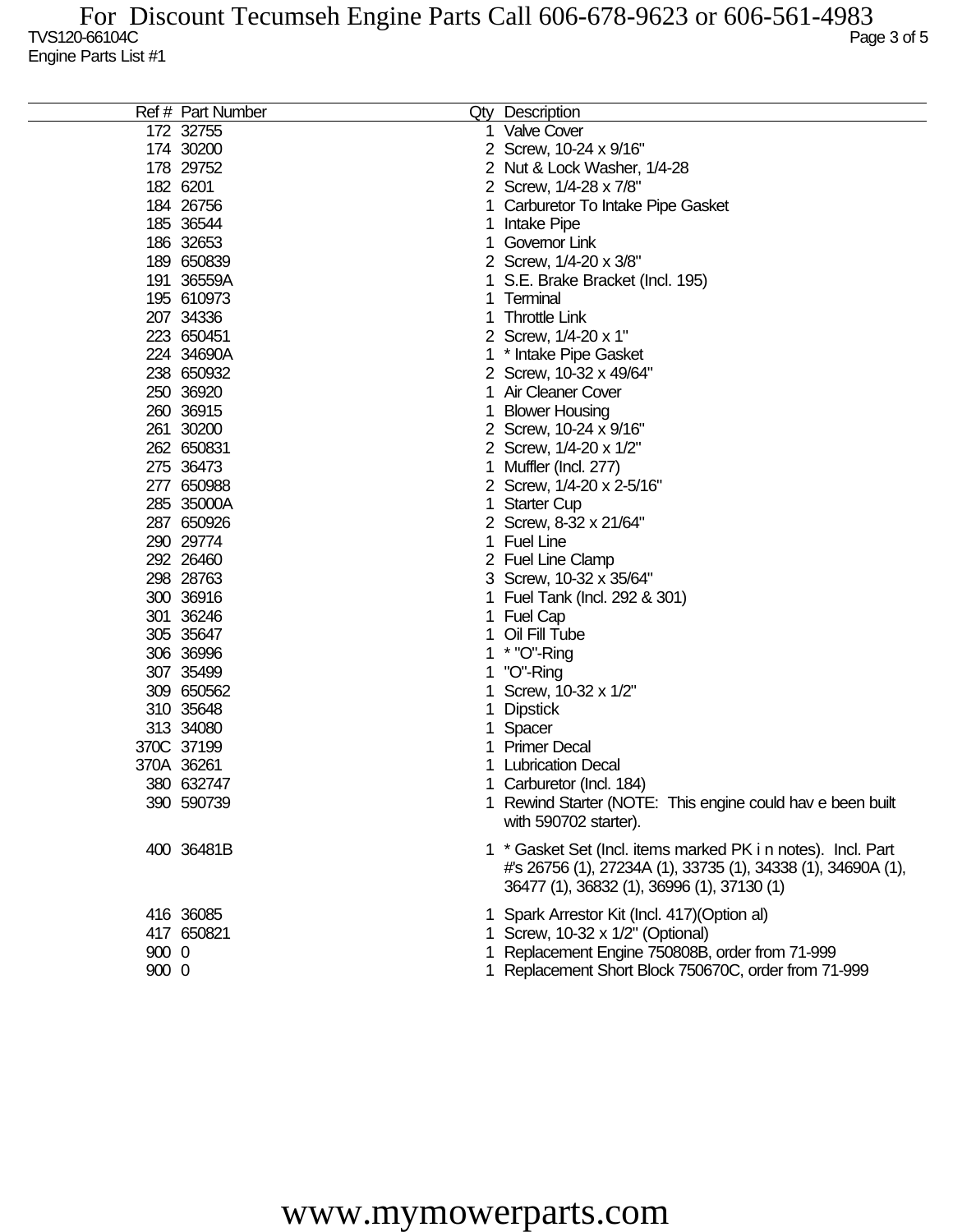For Discount Tecumseh Engine Parts Call 606-678-9623 or 606-561-4983

TVS120-66104C

Engine Parts List #1

| Ref # | Part Number | Qty | Description |
|---|---|---|---|
| 172 | 32755 | 1 | Valve Cover |
| 174 | 30200 | 2 | Screw, 10-24 x 9/16" |
| 178 | 29752 | 2 | Nut & Lock Washer, 1/4-28 |
| 182 | 6201 | 2 | Screw, 1/4-28 x 7/8" |
| 184 | 26756 | 1 | Carburetor To Intake Pipe Gasket |
| 185 | 36544 | 1 | Intake Pipe |
| 186 | 32653 | 1 | Governor Link |
| 189 | 650839 | 2 | Screw, 1/4-20 x 3/8" |
| 191 | 36559A | 1 | S.E. Brake Bracket (Incl. 195) |
| 195 | 610973 | 1 | Terminal |
| 207 | 34336 | 1 | Throttle Link |
| 223 | 650451 | 2 | Screw, 1/4-20 x 1" |
| 224 | 34690A | 1 | * Intake Pipe Gasket |
| 238 | 650932 | 2 | Screw, 10-32 x 49/64" |
| 250 | 36920 | 1 | Air Cleaner Cover |
| 260 | 36915 | 1 | Blower Housing |
| 261 | 30200 | 2 | Screw, 10-24 x 9/16" |
| 262 | 650831 | 2 | Screw, 1/4-20 x 1/2" |
| 275 | 36473 | 1 | Muffler (Incl. 277) |
| 277 | 650988 | 2 | Screw, 1/4-20 x 2-5/16" |
| 285 | 35000A | 1 | Starter Cup |
| 287 | 650926 | 2 | Screw, 8-32 x 21/64" |
| 290 | 29774 | 1 | Fuel Line |
| 292 | 26460 | 2 | Fuel Line Clamp |
| 298 | 28763 | 3 | Screw, 10-32 x 35/64" |
| 300 | 36916 | 1 | Fuel Tank (Incl. 292 & 301) |
| 301 | 36246 | 1 | Fuel Cap |
| 305 | 35647 | 1 | Oil Fill Tube |
| 306 | 36996 | 1 | * "O"-Ring |
| 307 | 35499 | 1 | "O"-Ring |
| 309 | 650562 | 1 | Screw, 10-32 x 1/2" |
| 310 | 35648 | 1 | Dipstick |
| 313 | 34080 | 1 | Spacer |
| 370C | 37199 | 1 | Primer Decal |
| 370A | 36261 | 1 | Lubrication Decal |
| 380 | 632747 | 1 | Carburetor (Incl. 184) |
| 390 | 590739 | 1 | Rewind Starter (NOTE: This engine could hav e been built with 590702 starter). |
| 400 | 36481B | 1 | * Gasket Set (Incl. items marked PK i n notes). Incl. Part #'s 26756 (1), 27234A (1), 33735 (1), 34338 (1), 34690A (1), 36477 (1), 36832 (1), 36996 (1), 37130 (1) |
| 416 | 36085 | 1 | Spark Arrestor Kit (Incl. 417)(Option al) |
| 417 | 650821 | 1 | Screw, 10-32 x 1/2" (Optional) |
| 900 | 0 | 1 | Replacement Engine 750808B, order from 71-999 |
| 900 | 0 | 1 | Replacement Short Block 750670C, order from 71-999 |

www.mymowerparts.com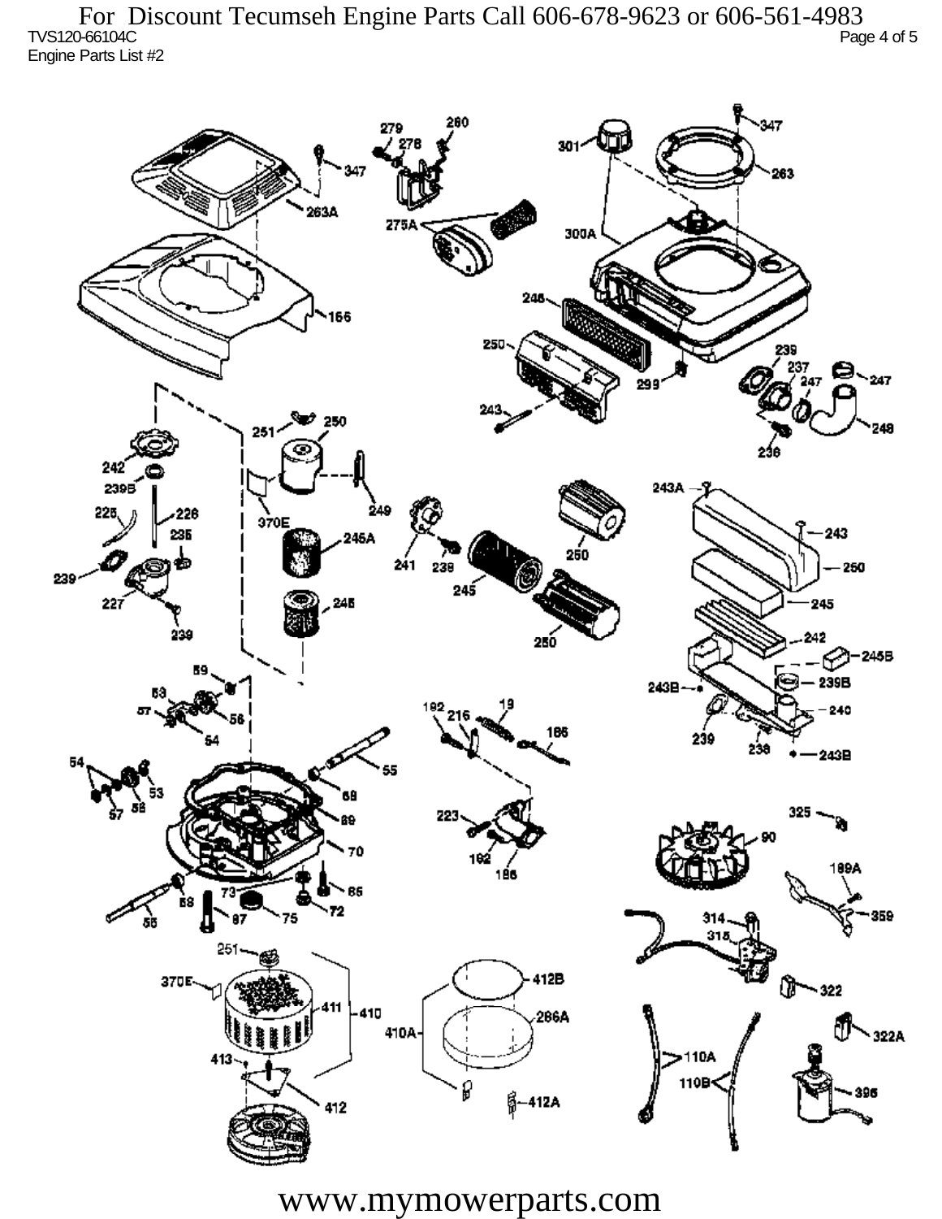For Discount Tecumseh Engine Parts Call 606-678-9623 or 606-561-4983

TVS120-66104C

Engine Parts List #2

www.mymowerparts.com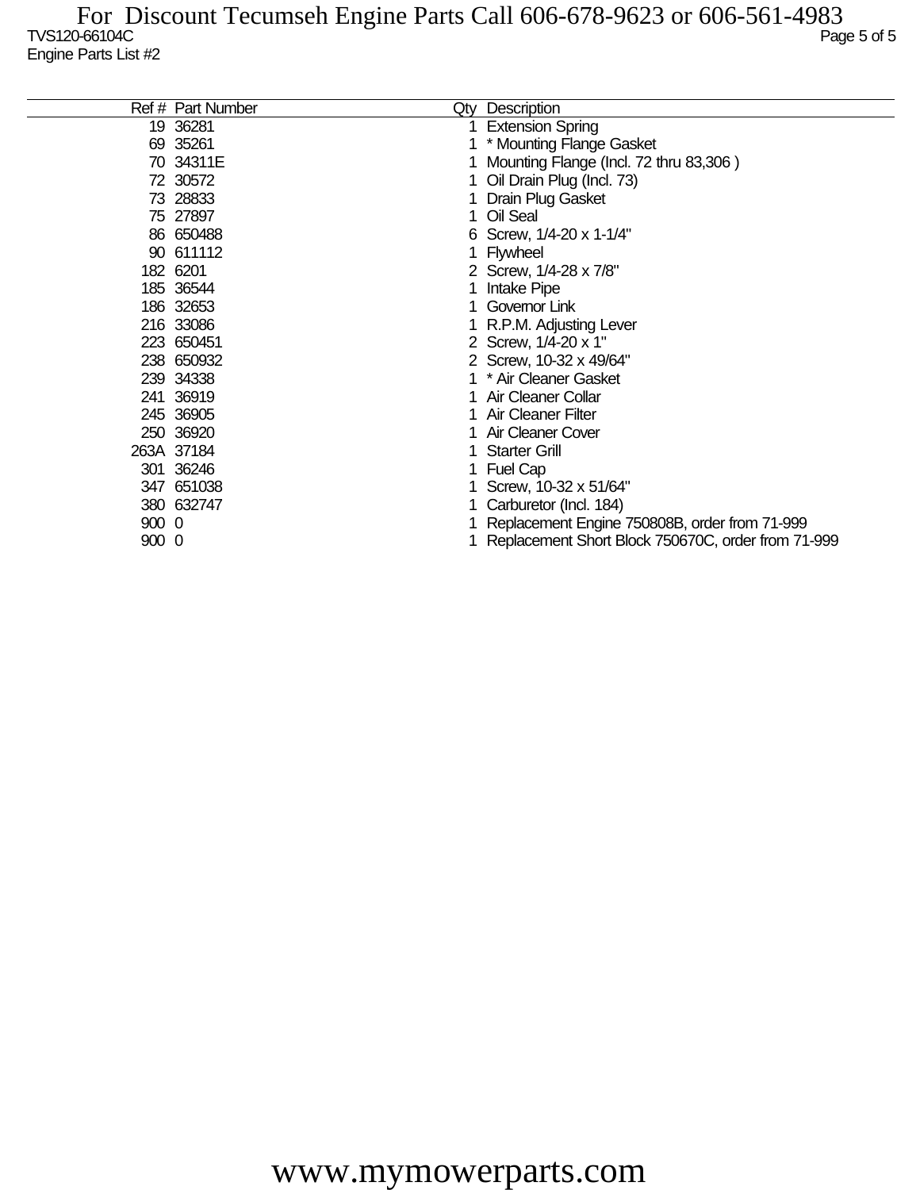TVS120-66104C

Engine Parts List #2

| Ref # | Part Number | Qty | Description |
|---|---|---|---|
| 19 | 36281 | 1 | Extension Spring |
| 69 | 35261 | 1 | * Mounting Flange Gasket |
| 70 | 34311E | 1 | Mounting Flange (Incl. 72 thru 83,306 ) |
| 72 | 30572 | 1 | Oil Drain Plug (Incl. 73) |
| 73 | 28833 | 1 | Drain Plug Gasket |
| 75 | 27897 | 1 | Oil Seal |
| 86 | 650488 | 6 | Screw, 1/4-20 x 1-1/4" |
| 90 | 611112 | 1 | Flywheel |
| 182 | 6201 | 2 | Screw, 1/4-28 x 7/8" |
| 185 | 36544 | 1 | Intake Pipe |
| 186 | 32653 | 1 | Governor Link |
| 216 | 33086 | 1 | R.P.M. Adjusting Lever |
| 223 | 650451 | 2 | Screw, 1/4-20 x 1" |
| 238 | 650932 | 2 | Screw, 10-32 x 49/64" |
| 239 | 34338 | 1 | * Air Cleaner Gasket |
| 241 | 36919 | 1 | Air Cleaner Collar |
| 245 | 36905 | 1 | Air Cleaner Filter |
| 250 | 36920 | 1 | Air Cleaner Cover |
| 263A | 37184 | 1 | Starter Grill |
| 301 | 36246 | 1 | Fuel Cap |
| 347 | 651038 | 1 | Screw, 10-32 x 51/64" |
| 380 | 632747 | 1 | Carburetor (Incl. 184) |
| 900 | 0 | 1 | Replacement Engine 750808B, order from 71-999 |
| 900 | 0 | 1 | Replacement Short Block 750670C, order from 71-999 |